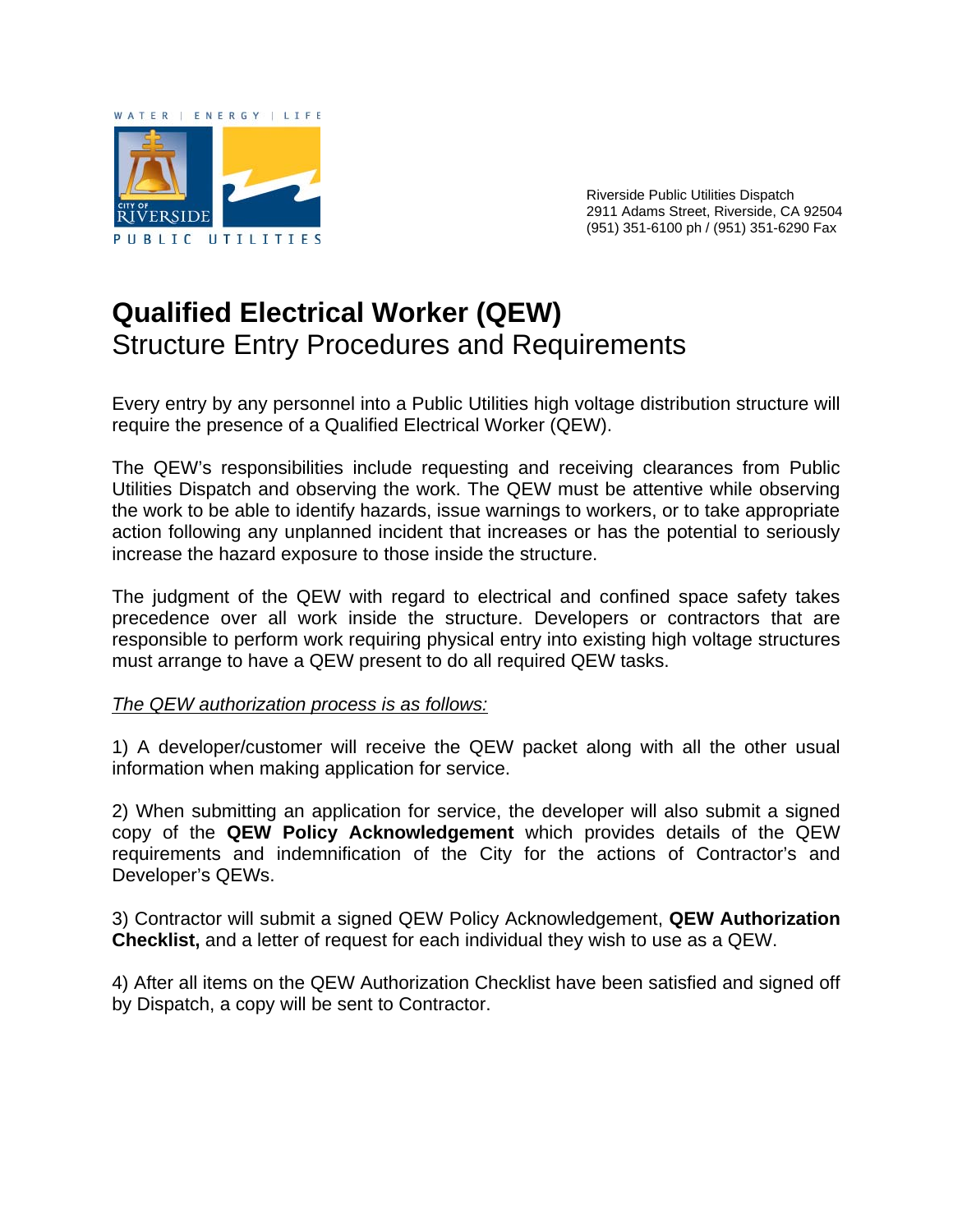WATER | ENERGY | LIFE

CITY OF RIVERSIDE

PUBLIC UTILITIES

Riverside Public Utilities Dispatch
2911 Adams Street, Riverside, CA 92504
(951) 351-6100 ph / (951) 351-6290 Fax

# **Qualified Electrical Worker (QEW)**
## Structure Entry Procedures and Requirements

Every entry by any personnel into a Public Utilities high voltage distribution structure will require the presence of a Qualified Electrical Worker (QEW).

The QEW's responsibilities include requesting and receiving clearances from Public Utilities Dispatch and observing the work. The QEW must be attentive while observing the work to be able to identify hazards, issue warnings to workers, or to take appropriate action following any unplanned incident that increases or has the potential to seriously increase the hazard exposure to those inside the structure.

The judgment of the QEW with regard to electrical and confined space safety takes precedence over all work inside the structure. Developers or contractors that are responsible to perform work requiring physical entry into existing high voltage structures must arrange to have a QEW present to do all required QEW tasks.

*The QEW authorization process is as follows:*

1) A developer/customer will receive the QEW packet along with all the other usual information when making application for service.

2) When submitting an application for service, the developer will also submit a signed copy of the **QEW Policy Acknowledgement** which provides details of the QEW requirements and indemnification of the City for the actions of Contractor's and Developer's QEWs.

3) Contractor will submit a signed QEW Policy Acknowledgement, **QEW Authorization Checklist,** and a letter of request for each individual they wish to use as a QEW.

4) After all items on the QEW Authorization Checklist have been satisfied and signed off by Dispatch, a copy will be sent to Contractor.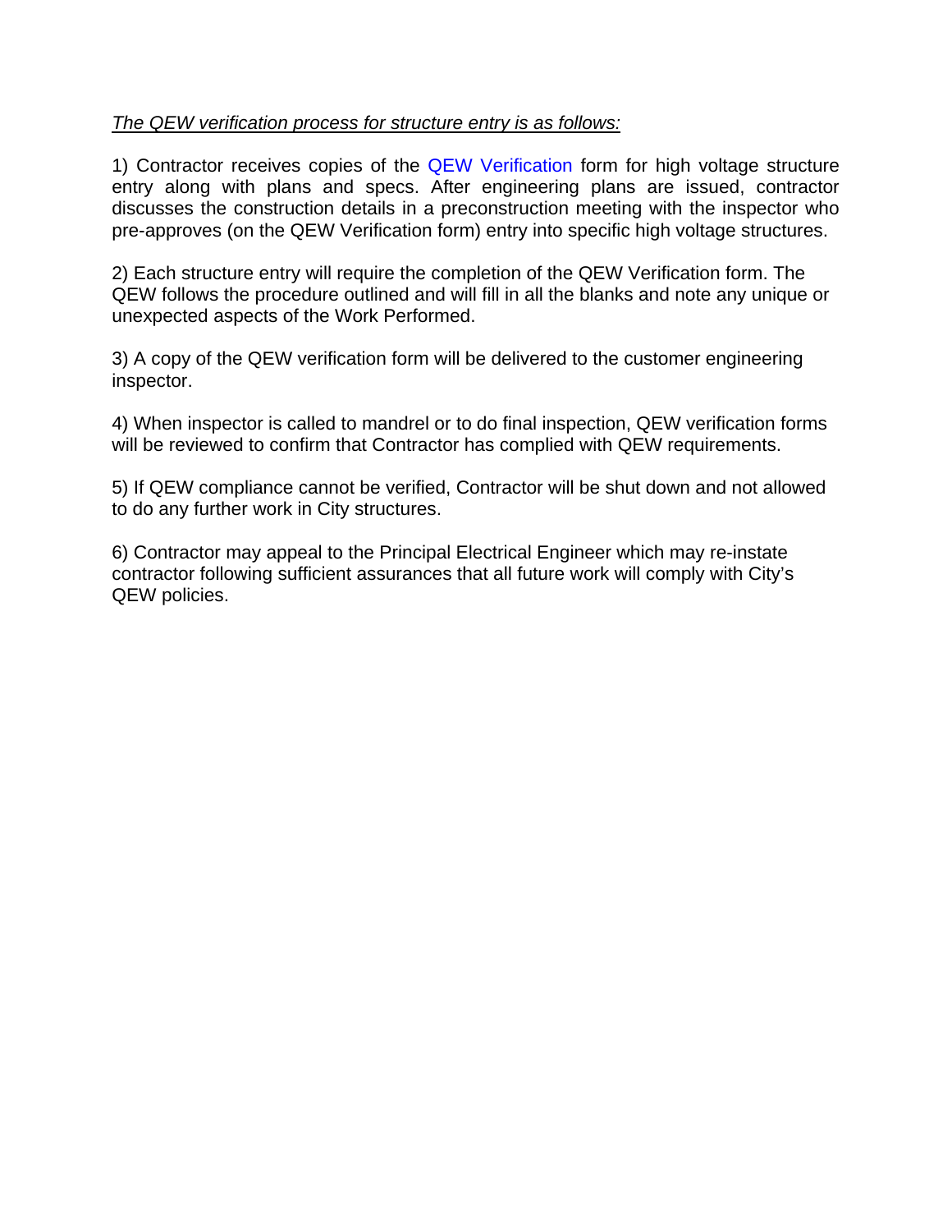*The QEW verification process for structure entry is as follows:*

1) Contractor receives copies of the QEW Verification form for high voltage structure entry along with plans and specs. After engineering plans are issued, contractor discusses the construction details in a preconstruction meeting with the inspector who pre-approves (on the QEW Verification form) entry into specific high voltage structures.

2) Each structure entry will require the completion of the QEW Verification form. The QEW follows the procedure outlined and will fill in all the blanks and note any unique or unexpected aspects of the Work Performed.

3) A copy of the QEW verification form will be delivered to the customer engineering inspector.

4) When inspector is called to mandrel or to do final inspection, QEW verification forms will be reviewed to confirm that Contractor has complied with QEW requirements.

5) If QEW compliance cannot be verified, Contractor will be shut down and not allowed to do any further work in City structures.

6) Contractor may appeal to the Principal Electrical Engineer which may re-instate contractor following sufficient assurances that all future work will comply with City's QEW policies.